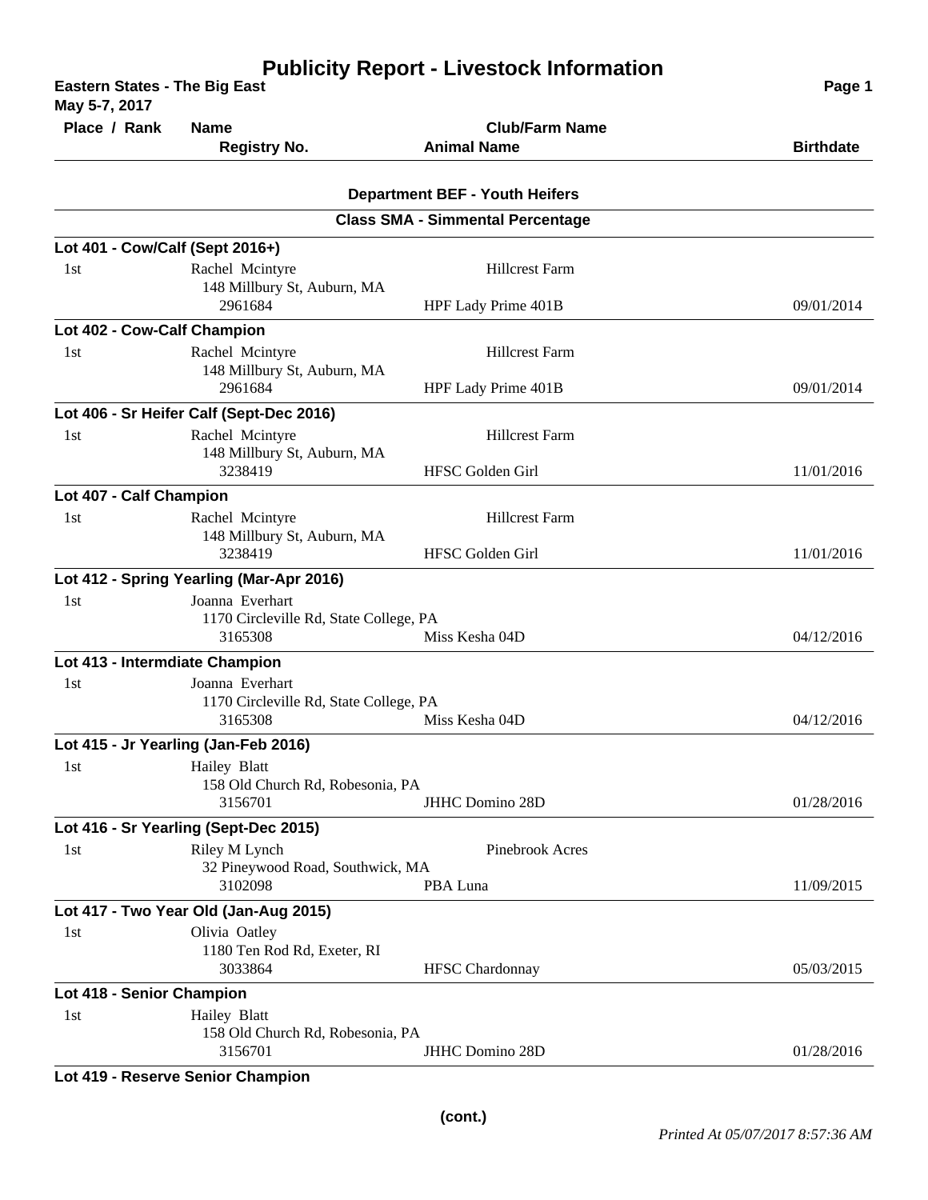# Publicity Report - Livestock Information

**Eastern States - The Big East**
**May 5-7, 2017**

| Place / Rank | Name / Registry No. | Club/Farm Name / Animal Name | Birthdate |
|---|---|---|---|

## Department BEF - Youth Heifers

### Class SMA - Simmental Percentage

**Lot 401 - Cow/Calf (Sept 2016+)**

| Place / Rank | Name / Registry No. | Club/Farm Name / Animal Name | Birthdate |
|---|---|---|---|
| 1st | Rachel Mcintyre<br>148 Millbury St, Auburn, MA<br>2961684 | Hillcrest Farm<br>HPF Lady Prime 401B | 09/01/2014 |

**Lot 402 - Cow-Calf Champion**

| Place / Rank | Name / Registry No. | Club/Farm Name / Animal Name | Birthdate |
|---|---|---|---|
| 1st | Rachel Mcintyre<br>148 Millbury St, Auburn, MA<br>2961684 | Hillcrest Farm<br>HPF Lady Prime 401B | 09/01/2014 |

**Lot 406 - Sr Heifer Calf (Sept-Dec 2016)**

| Place / Rank | Name / Registry No. | Club/Farm Name / Animal Name | Birthdate |
|---|---|---|---|
| 1st | Rachel Mcintyre<br>148 Millbury St, Auburn, MA<br>3238419 | Hillcrest Farm<br>HFSC Golden Girl | 11/01/2016 |

**Lot 407 - Calf Champion**

| Place / Rank | Name / Registry No. | Club/Farm Name / Animal Name | Birthdate |
|---|---|---|---|
| 1st | Rachel Mcintyre<br>148 Millbury St, Auburn, MA<br>3238419 | Hillcrest Farm<br>HFSC Golden Girl | 11/01/2016 |

**Lot 412 - Spring Yearling (Mar-Apr 2016)**

| Place / Rank | Name / Registry No. | Club/Farm Name / Animal Name | Birthdate |
|---|---|---|---|
| 1st | Joanna Everhart<br>1170 Circleville Rd, State College, PA<br>3165308 | Miss Kesha 04D | 04/12/2016 |

**Lot 413 - Intermdiate Champion**

| Place / Rank | Name / Registry No. | Club/Farm Name / Animal Name | Birthdate |
|---|---|---|---|
| 1st | Joanna Everhart<br>1170 Circleville Rd, State College, PA<br>3165308 | Miss Kesha 04D | 04/12/2016 |

**Lot 415 - Jr Yearling (Jan-Feb 2016)**

| Place / Rank | Name / Registry No. | Club/Farm Name / Animal Name | Birthdate |
|---|---|---|---|
| 1st | Hailey Blatt<br>158 Old Church Rd, Robesonia, PA<br>3156701 | JHHC Domino 28D | 01/28/2016 |

**Lot 416 - Sr Yearling (Sept-Dec 2015)**

| Place / Rank | Name / Registry No. | Club/Farm Name / Animal Name | Birthdate |
|---|---|---|---|
| 1st | Riley M Lynch<br>32 Pineywood Road, Southwick, MA<br>3102098 | Pinebrook Acres<br>PBA Luna | 11/09/2015 |

**Lot 417 - Two Year Old (Jan-Aug 2015)**

| Place / Rank | Name / Registry No. | Club/Farm Name / Animal Name | Birthdate |
|---|---|---|---|
| 1st | Olivia Oatley<br>1180 Ten Rod Rd, Exeter, RI<br>3033864 | HFSC Chardonnay | 05/03/2015 |

**Lot 418 - Senior Champion**

| Place / Rank | Name / Registry No. | Club/Farm Name / Animal Name | Birthdate |
|---|---|---|---|
| 1st | Hailey Blatt<br>158 Old Church Rd, Robesonia, PA<br>3156701 | JHHC Domino 28D | 01/28/2016 |

**Lot 419 - Reserve Senior Champion**

**(cont.)**

*Printed At 05/07/2017 8:57:36 AM*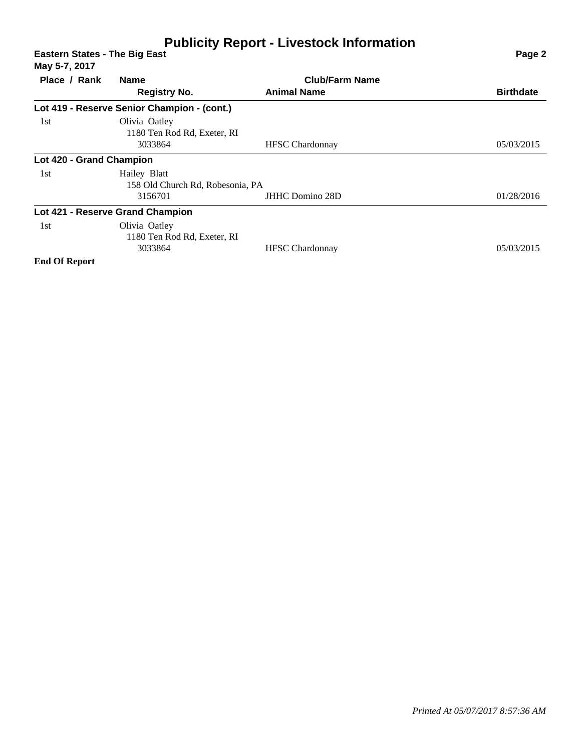# Publicity Report - Livestock Information

**Eastern States - The Big East**
**May 5-7, 2017**

| Place / Rank | Name / Registry No. | Club/Farm Name / Animal Name | Birthdate |
|---|---|---|---|
| **Lot 419 - Reserve Senior Champion - (cont.)** | | | |
| 1st | Olivia Oatley<br>1180 Ten Rod Rd, Exeter, RI<br>3033864 | HFSC Chardonnay | 05/03/2015 |
| **Lot 420 - Grand Champion** | | | |
| 1st | Hailey Blatt<br>158 Old Church Rd, Robesonia, PA<br>3156701 | JHHC Domino 28D | 01/28/2016 |
| **Lot 421 - Reserve Grand Champion** | | | |
| 1st | Olivia Oatley<br>1180 Ten Rod Rd, Exeter, RI<br>3033864 | HFSC Chardonnay | 05/03/2015 |

**End Of Report**

*Printed At 05/07/2017 8:57:36 AM*